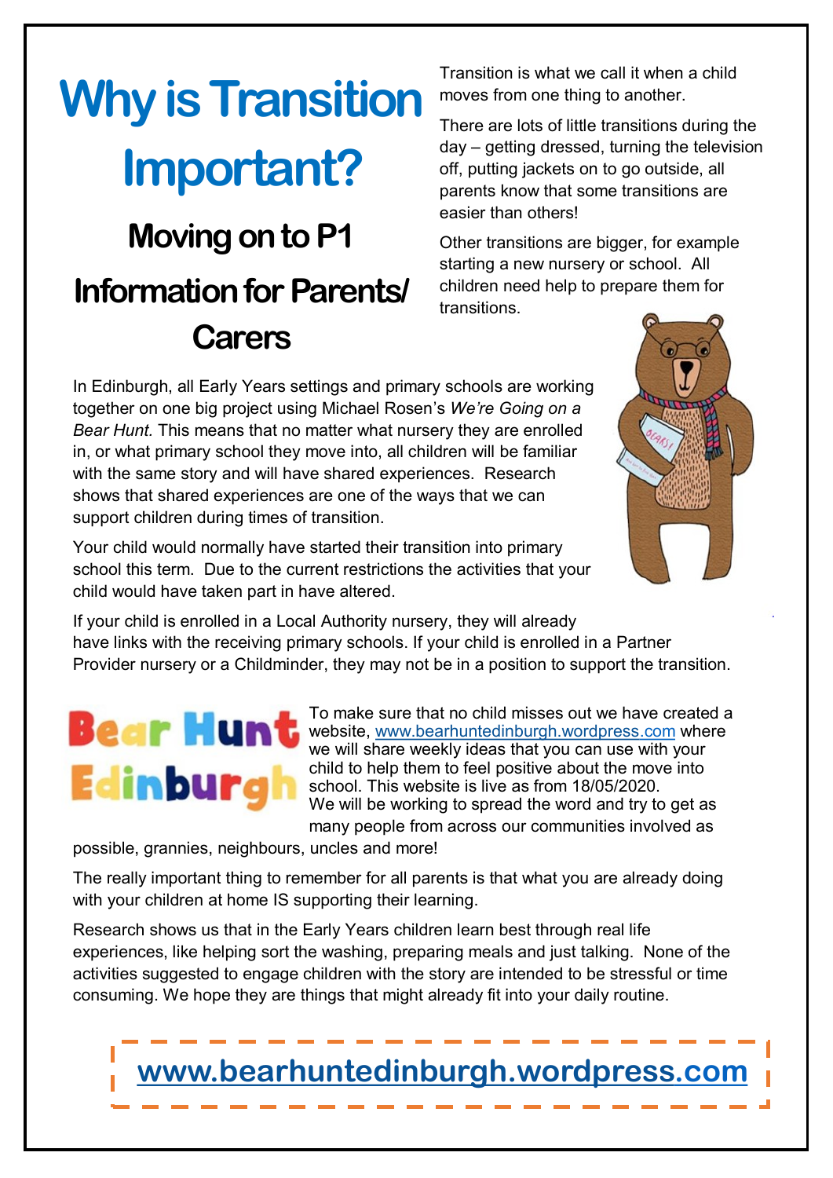# Why is Transition Important?

## Moving on to P1

## Information for Parents/ Carers

Transition is what we call it when a child moves from one thing to another.

There are lots of little transitions during the day – getting dressed, turning the television off, putting jackets on to go outside, all parents know that some transitions are easier than others!

Other transitions are bigger, for example starting a new nursery or school. All children need help to prepare them for transitions.

In Edinburgh, all Early Years settings and primary schools are working together on one big project using Michael Rosen's *We're Going on a Bear Hunt*. This means that no matter what nursery they are enrolled in, or what primary school they move into, all children will be familiar with the same story and will have shared experiences. Research shows that shared experiences are one of the ways that we can support children during times of transition.

Your child would normally have started their transition into primary school this term. Due to the current restrictions the activities that your child would have taken part in have altered.

If your child is enrolled in a Local Authority nursery, they will already have links with the receiving primary schools. If your child is enrolled in a Partner Provider nursery or a Childminder, they may not be in a position to support the transition.

**Bear Hunt Edinburgh**

To make sure that no child misses out we have created a website, www.bearhuntedinburgh.wordpress.com where we will share weekly ideas that you can use with your child to help them to feel positive about the move into school. This website is live as from 18/05/2020. We will be working to spread the word and try to get as many people from across our communities involved as possible, grannies, neighbours, uncles and more!

The really important thing to remember for all parents is that what you are already doing with your children at home IS supporting their learning.

Research shows us that in the Early Years children learn best through real life experiences, like helping sort the washing, preparing meals and just talking. None of the activities suggested to engage children with the story are intended to be stressful or time consuming. We hope they are things that might already fit into your daily routine.

**www.bearhuntedinburgh.wordpress.com**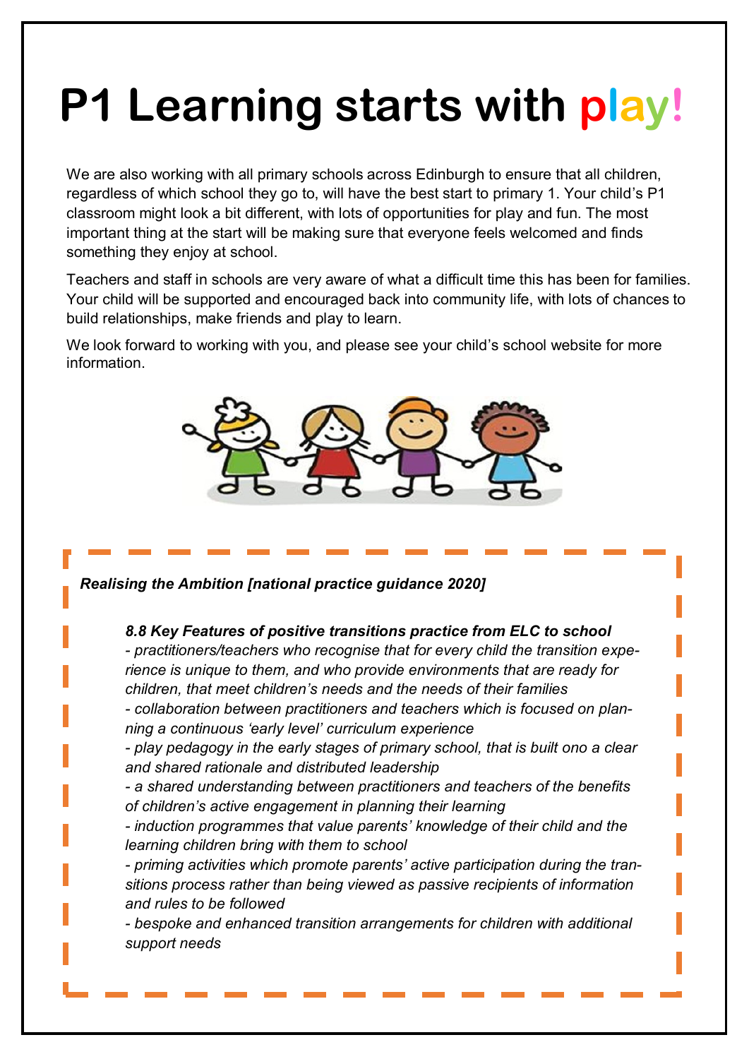# P1 Learning starts with play!

We are also working with all primary schools across Edinburgh to ensure that all children, regardless of which school they go to, will have the best start to primary 1. Your child's P1 classroom might look a bit different, with lots of opportunities for play and fun. The most important thing at the start will be making sure that everyone feels welcomed and finds something they enjoy at school.

Teachers and staff in schools are very aware of what a difficult time this has been for families. Your child will be supported and encouraged back into community life, with lots of chances to build relationships, make friends and play to learn.

We look forward to working with you, and please see your child's school website for more information.

***Realising the Ambition [national practice guidance 2020]***

***8.8 Key Features of positive transitions practice from ELC to school***

*- practitioners/teachers who recognise that for every child the transition experience is unique to them, and who provide environments that are ready for children, that meet children's needs and the needs of their families*

*- collaboration between practitioners and teachers which is focused on planning a continuous 'early level' curriculum experience*

*- play pedagogy in the early stages of primary school, that is built ono a clear and shared rationale and distributed leadership*

*- a shared understanding between practitioners and teachers of the benefits of children's active engagement in planning their learning*

*- induction programmes that value parents' knowledge of their child and the learning children bring with them to school*

*- priming activities which promote parents' active participation during the transitions process rather than being viewed as passive recipients of information and rules to be followed*

*- bespoke and enhanced transition arrangements for children with additional support needs*